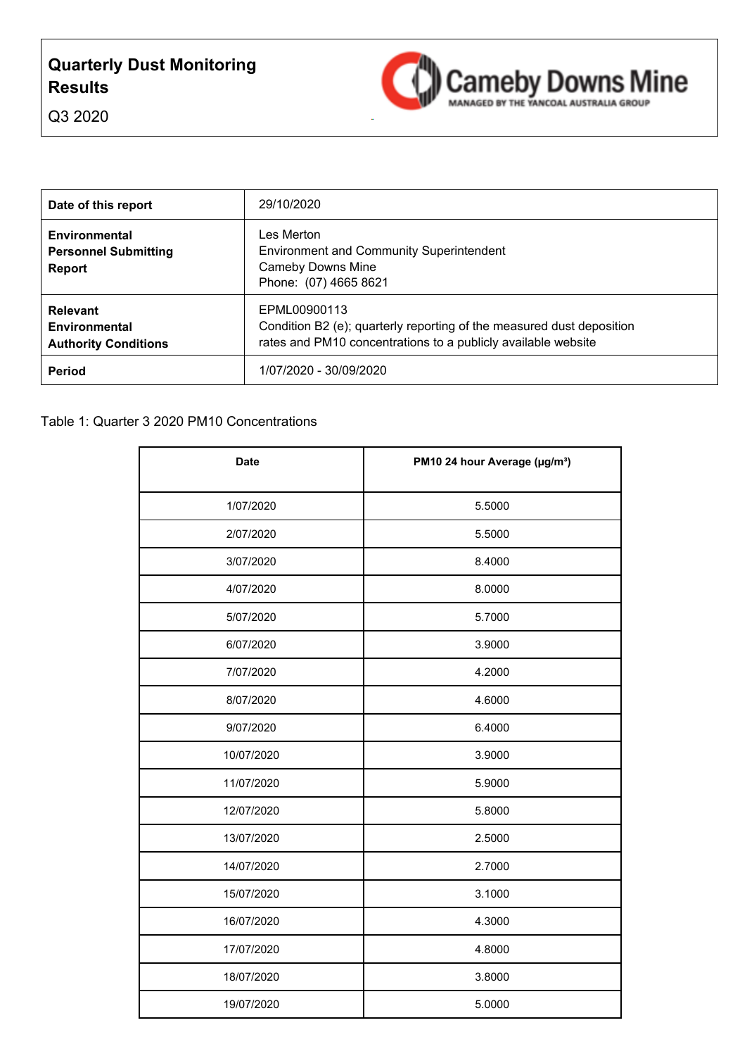# Quarterly Dust Monitoring Results

Q3 2020

Cameby Downs Mine
MANAGED BY THE YANCOAL AUSTRALIA GROUP

| | |
|---|---|
| **Date of this report** | 29/10/2020 |
| **Environmental Personnel Submitting Report** | Les Merton<br>Environment and Community Superintendent<br>Cameby Downs Mine<br>Phone: (07) 4665 8621 |
| **Relevant Environmental Authority Conditions** | EPML00900113<br>Condition B2 (e); quarterly reporting of the measured dust deposition rates and PM10 concentrations to a publicly available website |
| **Period** | 1/07/2020 - 30/09/2020 |

Table 1: Quarter 3 2020 PM10 Concentrations

| Date | PM10 24 hour Average (μg/m³) |
|---|---|
| 1/07/2020 | 5.5000 |
| 2/07/2020 | 5.5000 |
| 3/07/2020 | 8.4000 |
| 4/07/2020 | 8.0000 |
| 5/07/2020 | 5.7000 |
| 6/07/2020 | 3.9000 |
| 7/07/2020 | 4.2000 |
| 8/07/2020 | 4.6000 |
| 9/07/2020 | 6.4000 |
| 10/07/2020 | 3.9000 |
| 11/07/2020 | 5.9000 |
| 12/07/2020 | 5.8000 |
| 13/07/2020 | 2.5000 |
| 14/07/2020 | 2.7000 |
| 15/07/2020 | 3.1000 |
| 16/07/2020 | 4.3000 |
| 17/07/2020 | 4.8000 |
| 18/07/2020 | 3.8000 |
| 19/07/2020 | 5.0000 |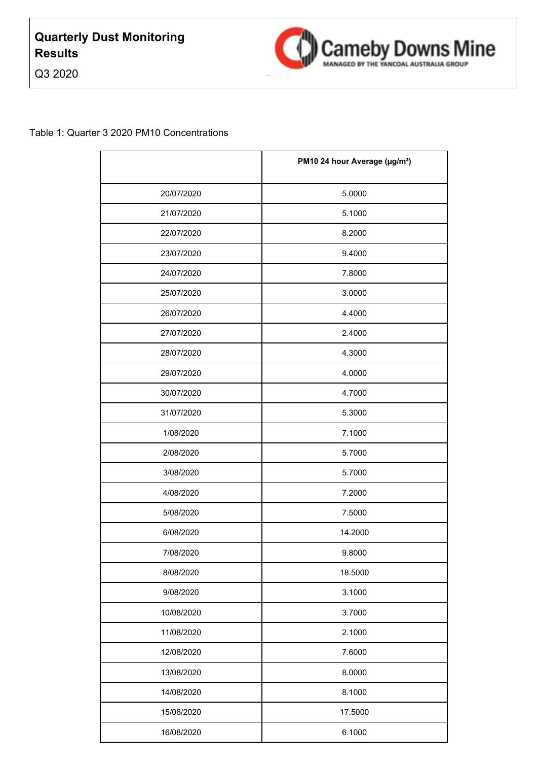# Quarterly Dust Monitoring Results

Q3 2020

Cameby Downs Mine

MANAGED BY THE YANCOAL AUSTRALIA GROUP

Table 1: Quarter 3 2020 PM10 Concentrations

| | PM10 24 hour Average (µg/m³) |
|---|---|
| 20/07/2020 | 5.0000 |
| 21/07/2020 | 5.1000 |
| 22/07/2020 | 8.2000 |
| 23/07/2020 | 9.4000 |
| 24/07/2020 | 7.8000 |
| 25/07/2020 | 3.0000 |
| 26/07/2020 | 4.4000 |
| 27/07/2020 | 2.4000 |
| 28/07/2020 | 4.3000 |
| 29/07/2020 | 4.0000 |
| 30/07/2020 | 4.7000 |
| 31/07/2020 | 5.3000 |
| 1/08/2020 | 7.1000 |
| 2/08/2020 | 5.7000 |
| 3/08/2020 | 5.7000 |
| 4/08/2020 | 7.2000 |
| 5/08/2020 | 7.5000 |
| 6/08/2020 | 14.2000 |
| 7/08/2020 | 9.8000 |
| 8/08/2020 | 18.5000 |
| 9/08/2020 | 3.1000 |
| 10/08/2020 | 3.7000 |
| 11/08/2020 | 2.1000 |
| 12/08/2020 | 7.6000 |
| 13/08/2020 | 8.0000 |
| 14/08/2020 | 8.1000 |
| 15/08/2020 | 17.5000 |
| 16/08/2020 | 6.1000 |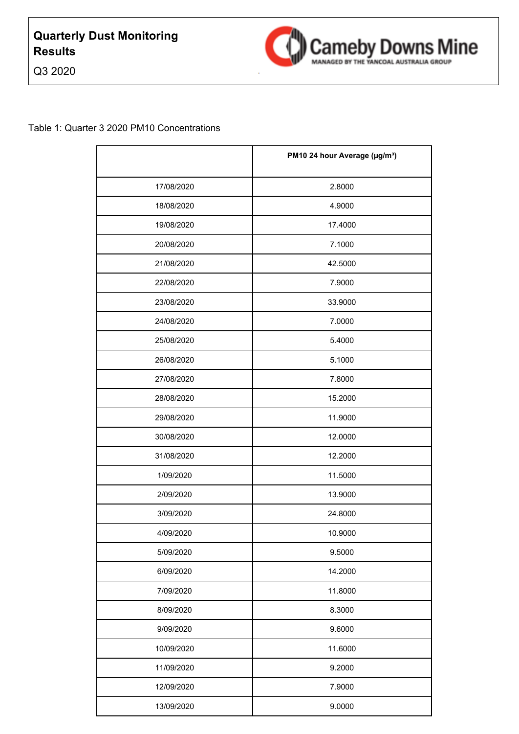**Quarterly Dust Monitoring Results**

Q3 2020

Cameby Downs Mine
MANAGED BY THE YANCOAL AUSTRALIA GROUP

Table 1: Quarter 3 2020 PM10 Concentrations

| | PM10 24 hour Average (µg/m³) |
|---|---|
| 17/08/2020 | 2.8000 |
| 18/08/2020 | 4.9000 |
| 19/08/2020 | 17.4000 |
| 20/08/2020 | 7.1000 |
| 21/08/2020 | 42.5000 |
| 22/08/2020 | 7.9000 |
| 23/08/2020 | 33.9000 |
| 24/08/2020 | 7.0000 |
| 25/08/2020 | 5.4000 |
| 26/08/2020 | 5.1000 |
| 27/08/2020 | 7.8000 |
| 28/08/2020 | 15.2000 |
| 29/08/2020 | 11.9000 |
| 30/08/2020 | 12.0000 |
| 31/08/2020 | 12.2000 |
| 1/09/2020 | 11.5000 |
| 2/09/2020 | 13.9000 |
| 3/09/2020 | 24.8000 |
| 4/09/2020 | 10.9000 |
| 5/09/2020 | 9.5000 |
| 6/09/2020 | 14.2000 |
| 7/09/2020 | 11.8000 |
| 8/09/2020 | 8.3000 |
| 9/09/2020 | 9.6000 |
| 10/09/2020 | 11.6000 |
| 11/09/2020 | 9.2000 |
| 12/09/2020 | 7.9000 |
| 13/09/2020 | 9.0000 |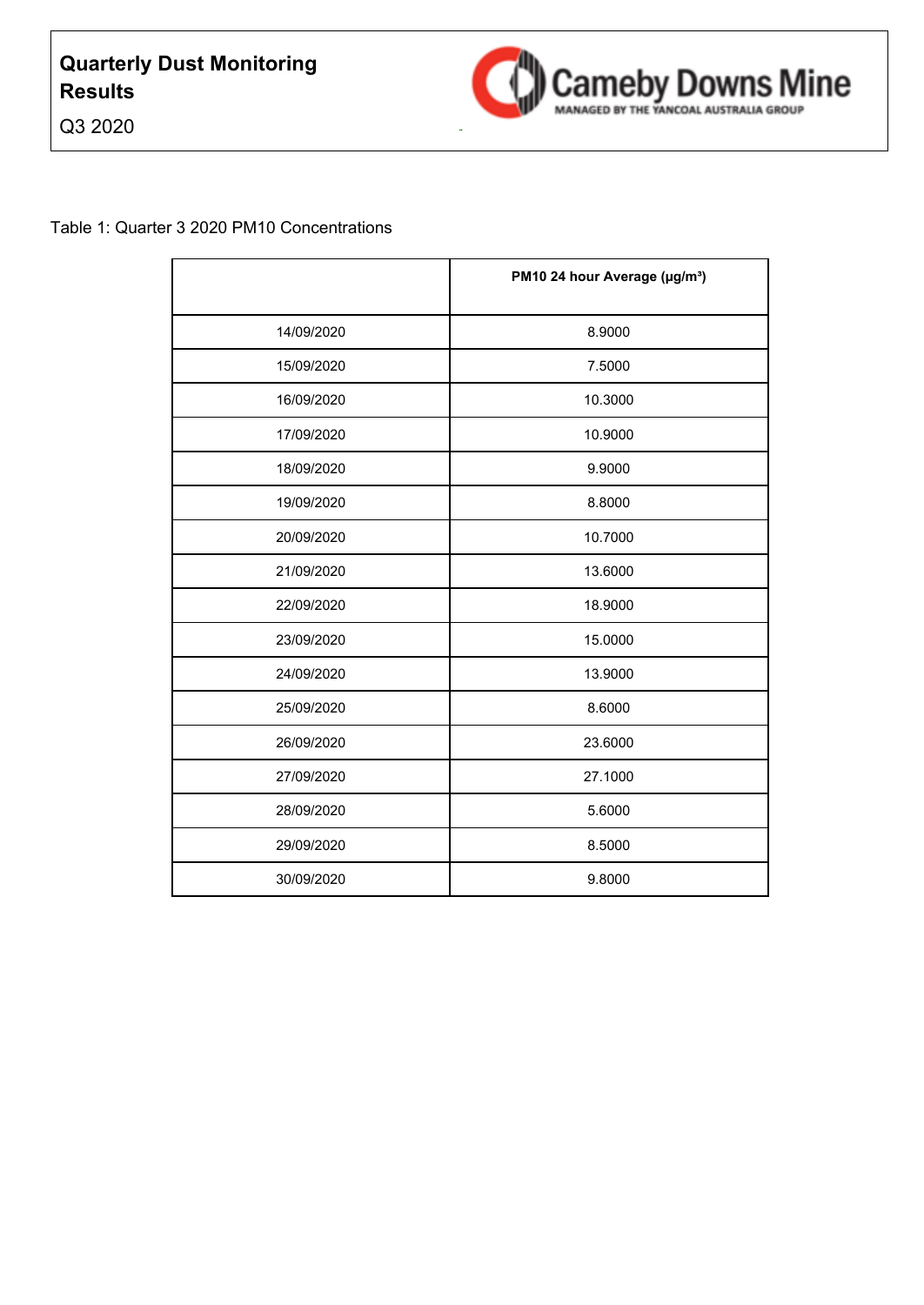**Quarterly Dust Monitoring Results**

Q3 2020

Cameby Downs Mine
MANAGED BY THE YANCOAL AUSTRALIA GROUP

Table 1: Quarter 3 2020 PM10 Concentrations

| | PM10 24 hour Average (µg/m³) |
|---|---|
| 14/09/2020 | 8.9000 |
| 15/09/2020 | 7.5000 |
| 16/09/2020 | 10.3000 |
| 17/09/2020 | 10.9000 |
| 18/09/2020 | 9.9000 |
| 19/09/2020 | 8.8000 |
| 20/09/2020 | 10.7000 |
| 21/09/2020 | 13.6000 |
| 22/09/2020 | 18.9000 |
| 23/09/2020 | 15.0000 |
| 24/09/2020 | 13.9000 |
| 25/09/2020 | 8.6000 |
| 26/09/2020 | 23.6000 |
| 27/09/2020 | 27.1000 |
| 28/09/2020 | 5.6000 |
| 29/09/2020 | 8.5000 |
| 30/09/2020 | 9.8000 |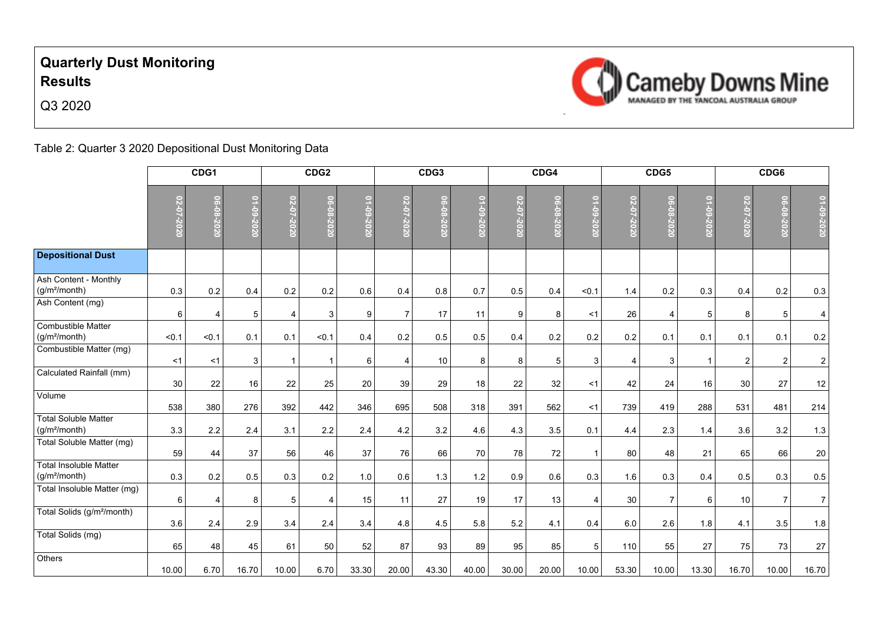# Quarterly Dust Monitoring Results

Q3 2020

Cameby Downs Mine
MANAGED BY THE YANCOAL AUSTRALIA GROUP

Table 2: Quarter 3 2020 Depositional Dust Monitoring Data

| | CDG1 | | | CDG2 | | | CDG3 | | | CDG4 | | | CDG5 | | | CDG6 | | |
|---|---|---|---|---|---|---|---|---|---|---|---|---|---|---|---|---|---|---|
| | 02-07-2020 | 06-08-2020 | 01-09-2020 | 02-07-2020 | 06-08-2020 | 01-09-2020 | 02-07-2020 | 06-08-2020 | 01-09-2020 | 02-07-2020 | 06-08-2020 | 01-09-2020 | 02-07-2020 | 06-08-2020 | 01-09-2020 | 02-07-2020 | 06-08-2020 | 01-09-2020 |
| **Depositional Dust** | | | | | | | | | | | | | | | | | | |
| Ash Content - Monthly (g/m²/month) | 0.3 | 0.2 | 0.4 | 0.2 | 0.2 | 0.6 | 0.4 | 0.8 | 0.7 | 0.5 | 0.4 | <0.1 | 1.4 | 0.2 | 0.3 | 0.4 | 0.2 | 0.3 |
| Ash Content (mg) | 6 | 4 | 5 | 4 | 3 | 9 | 7 | 17 | 11 | 9 | 8 | <1 | 26 | 4 | 5 | 8 | 5 | 4 |
| Combustible Matter (g/m²/month) | <0.1 | <0.1 | 0.1 | 0.1 | <0.1 | 0.4 | 0.2 | 0.5 | 0.5 | 0.4 | 0.2 | 0.2 | 0.2 | 0.1 | 0.1 | 0.1 | 0.1 | 0.2 |
| Combustible Matter (mg) | <1 | <1 | 3 | 1 | 1 | 6 | 4 | 10 | 8 | 8 | 5 | 3 | 4 | 3 | 1 | 2 | 2 | 2 |
| Calculated Rainfall (mm) | 30 | 22 | 16 | 22 | 25 | 20 | 39 | 29 | 18 | 22 | 32 | <1 | 42 | 24 | 16 | 30 | 27 | 12 |
| Volume | 538 | 380 | 276 | 392 | 442 | 346 | 695 | 508 | 318 | 391 | 562 | <1 | 739 | 419 | 288 | 531 | 481 | 214 |
| Total Soluble Matter (g/m²/month) | 3.3 | 2.2 | 2.4 | 3.1 | 2.2 | 2.4 | 4.2 | 3.2 | 4.6 | 4.3 | 3.5 | 0.1 | 4.4 | 2.3 | 1.4 | 3.6 | 3.2 | 1.3 |
| Total Soluble Matter (mg) | 59 | 44 | 37 | 56 | 46 | 37 | 76 | 66 | 70 | 78 | 72 | 1 | 80 | 48 | 21 | 65 | 66 | 20 |
| Total Insoluble Matter (g/m²/month) | 0.3 | 0.2 | 0.5 | 0.3 | 0.2 | 1.0 | 0.6 | 1.3 | 1.2 | 0.9 | 0.6 | 0.3 | 1.6 | 0.3 | 0.4 | 0.5 | 0.3 | 0.5 |
| Total Insoluble Matter (mg) | 6 | 4 | 8 | 5 | 4 | 15 | 11 | 27 | 19 | 17 | 13 | 4 | 30 | 7 | 6 | 10 | 7 | 7 |
| Total Solids (g/m²/month) | 3.6 | 2.4 | 2.9 | 3.4 | 2.4 | 3.4 | 4.8 | 4.5 | 5.8 | 5.2 | 4.1 | 0.4 | 6.0 | 2.6 | 1.8 | 4.1 | 3.5 | 1.8 |
| Total Solids (mg) | 65 | 48 | 45 | 61 | 50 | 52 | 87 | 93 | 89 | 95 | 85 | 5 | 110 | 55 | 27 | 75 | 73 | 27 |
| Others | 10.00 | 6.70 | 16.70 | 10.00 | 6.70 | 33.30 | 20.00 | 43.30 | 40.00 | 30.00 | 20.00 | 10.00 | 53.30 | 10.00 | 13.30 | 16.70 | 10.00 | 16.70 |